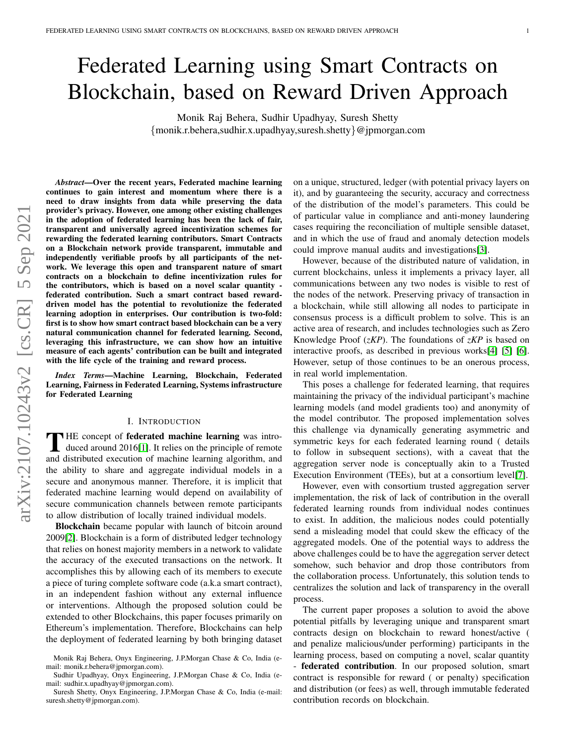# Federated Learning using Smart Contracts on Blockchain, based on Reward Driven Approach

Monik Raj Behera, Sudhir Upadhyay, Suresh Shetty
{monik.r.behera,sudhir.x.upadhyay,suresh.shetty}@jpmorgan.com

***Abstract*—Over the recent years, Federated machine learning continues to gain interest and momentum where there is a need to draw insights from data while preserving the data provider's privacy. However, one among other existing challenges in the adoption of federated learning has been the lack of fair, transparent and universally agreed incentivization schemes for rewarding the federated learning contributors. Smart Contracts on a Blockchain network provide transparent, immutable and independently verifiable proofs by all participants of the network. We leverage this open and transparent nature of smart contracts on a blockchain to define incentivization rules for the contributors, which is based on a novel scalar quantity - federated contribution. Such a smart contract based reward-driven model has the potential to revolutionize the federated learning adoption in enterprises. Our contribution is two-fold: first is to show how smart contract based blockchain can be a very natural communication channel for federated learning. Second, leveraging this infrastructure, we can show how an intuitive measure of each agents' contribution can be built and integrated with the life cycle of the training and reward process.**

***Index Terms*—Machine Learning, Blockchain, Federated Learning, Fairness in Federated Learning, Systems infrastructure for Federated Learning**

## I. Introduction

The concept of **federated machine learning** was introduced around 2016[1]. It relies on the principle of remote and distributed execution of machine learning algorithm, and the ability to share and aggregate individual models in a secure and anonymous manner. Therefore, it is implicit that federated machine learning would depend on availability of secure communication channels between remote participants to allow distribution of locally trained individual models.

**Blockchain** became popular with launch of bitcoin around 2009[2]. Blockchain is a form of distributed ledger technology that relies on honest majority members in a network to validate the accuracy of the executed transactions on the network. It accomplishes this by allowing each of its members to execute a piece of turing complete software code (a.k.a smart contract), in an independent fashion without any external influence or interventions. Although the proposed solution could be extended to other Blockchains, this paper focuses primarily on Ethereum's implementation. Therefore, Blockchains can help the deployment of federated learning by both bringing dataset on a unique, structured, ledger (with potential privacy layers on it), and by guaranteeing the security, accuracy and correctness of the distribution of the model's parameters. This could be of particular value in compliance and anti-money laundering cases requiring the reconciliation of multiple sensible dataset, and in which the use of fraud and anomaly detection models could improve manual audits and investigations[3].

However, because of the distributed nature of validation, in current blockchains, unless it implements a privacy layer, all communications between any two nodes is visible to rest of the nodes of the network. Preserving privacy of transaction in a blockchain, while still allowing all nodes to participate in consensus process is a difficult problem to solve. This is an active area of research, and includes technologies such as Zero Knowledge Proof (*zKP*). The foundations of *zKP* is based on interactive proofs, as described in previous works[4] [5] [6]. However, setup of those continues to be an onerous process, in real world implementation.

This poses a challenge for federated learning, that requires maintaining the privacy of the individual participant's machine learning models (and model gradients too) and anonymity of the model contributor. The proposed implementation solves this challenge via dynamically generating asymmetric and symmetric keys for each federated learning round ( details to follow in subsequent sections), with a caveat that the aggregation server node is conceptually akin to a Trusted Execution Environment (TEEs), but at a consortium level[7].

However, even with consortium trusted aggregation server implementation, the risk of lack of contribution in the overall federated learning rounds from individual nodes continues to exist. In addition, the malicious nodes could potentially send a misleading model that could skew the efficacy of the aggregated models. One of the potential ways to address the above challenges could be to have the aggregation server detect somehow, such behavior and drop those contributors from the collaboration process. Unfortunately, this solution tends to centralizes the solution and lack of transparency in the overall process.

The current paper proposes a solution to avoid the above potential pitfalls by leveraging unique and transparent smart contracts design on blockchain to reward honest/active ( and penalize malicious/under performing) participants in the learning process, based on computing a novel, scalar quantity - **federated contribution**. In our proposed solution, smart contract is responsible for reward ( or penalty) specification and distribution (or fees) as well, through immutable federated contribution records on blockchain.

Monik Raj Behera, Onyx Engineering, J.P.Morgan Chase & Co, India (e-mail: monik.r.behera@jpmorgan.com).

Sudhir Upadhyay, Onyx Engineering, J.P.Morgan Chase & Co, India (e-mail: sudhir.x.upadhyay@jpmorgan.com).

Suresh Shetty, Onyx Engineering, J.P.Morgan Chase & Co, India (e-mail: suresh.shetty@jpmorgan.com).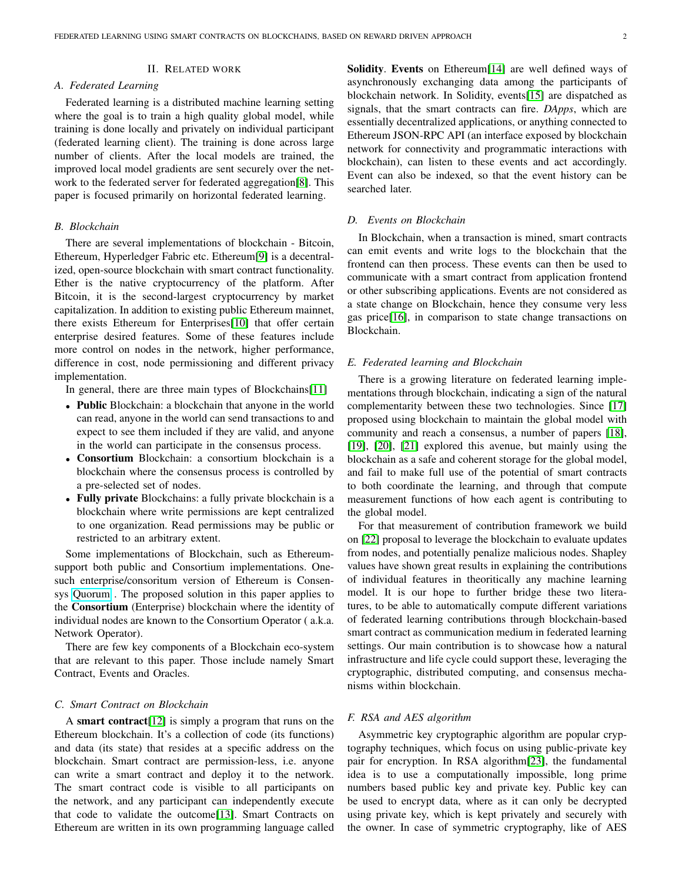## II. Related work

### A. Federated Learning

Federated learning is a distributed machine learning setting where the goal is to train a high quality global model, while training is done locally and privately on individual participant (federated learning client). The training is done across large number of clients. After the local models are trained, the improved local model gradients are sent securely over the network to the federated server for federated aggregation[8]. This paper is focused primarily on horizontal federated learning.

### B. Blockchain

There are several implementations of blockchain - Bitcoin, Ethereum, Hyperledger Fabric etc. Ethereum[9] is a decentralized, open-source blockchain with smart contract functionality. Ether is the native cryptocurrency of the platform. After Bitcoin, it is the second-largest cryptocurrency by market capitalization. In addition to existing public Ethereum mainnet, there exists Ethereum for Enterprises[10] that offer certain enterprise desired features. Some of these features include more control on nodes in the network, higher performance, difference in cost, node permissioning and different privacy implementation.

In general, there are three main types of Blockchains[11]

- **Public** Blockchain: a blockchain that anyone in the world can read, anyone in the world can send transactions to and expect to see them included if they are valid, and anyone in the world can participate in the consensus process.
- **Consortium** Blockchain: a consortium blockchain is a blockchain where the consensus process is controlled by a pre-selected set of nodes.
- **Fully private** Blockchains: a fully private blockchain is a blockchain where write permissions are kept centralized to one organization. Read permissions may be public or restricted to an arbitrary extent.

Some implementations of Blockchain, such as Ethereum- support both public and Consortium implementations. One- such enterprise/consoritum version of Ethereum is Consensys Quorum . The proposed solution in this paper applies to the **Consortium** (Enterprise) blockchain where the identity of individual nodes are known to the Consortium Operator ( a.k.a. Network Operator).

There are few key components of a Blockchain eco-system that are relevant to this paper. Those include namely Smart Contract, Events and Oracles.

### C. Smart Contract on Blockchain

A **smart contract**[12] is simply a program that runs on the Ethereum blockchain. It's a collection of code (its functions) and data (its state) that resides at a specific address on the blockchain. Smart contract are permission-less, i.e. anyone can write a smart contract and deploy it to the network. The smart contract code is visible to all participants on the network, and any participant can independently execute that code to validate the outcome[13]. Smart Contracts on Ethereum are written in its own programming language called **Solidity**. **Events** on Ethereum[14] are well defined ways of asynchronously exchanging data among the participants of blockchain network. In Solidity, events[15] are dispatched as signals, that the smart contracts can fire. *DApps*, which are essentially decentralized applications, or anything connected to Ethereum JSON-RPC API (an interface exposed by blockchain network for connectivity and programmatic interactions with blockchain), can listen to these events and act accordingly. Event can also be indexed, so that the event history can be searched later.

### D. Events on Blockchain

In Blockchain, when a transaction is mined, smart contracts can emit events and write logs to the blockchain that the frontend can then process. These events can then be used to communicate with a smart contract from application frontend or other subscribing applications. Events are not considered as a state change on Blockchain, hence they consume very less gas price[16], in comparison to state change transactions on Blockchain.

### E. Federated learning and Blockchain

There is a growing literature on federated learning implementations through blockchain, indicating a sign of the natural complementarity between these two technologies. Since [17] proposed using blockchain to maintain the global model with community and reach a consensus, a number of papers [18], [19], [20], [21] explored this avenue, but mainly using the blockchain as a safe and coherent storage for the global model, and fail to make full use of the potential of smart contracts to both coordinate the learning, and through that compute measurement functions of how each agent is contributing to the global model.

For that measurement of contribution framework we build on [22] proposal to leverage the blockchain to evaluate updates from nodes, and potentially penalize malicious nodes. Shapley values have shown great results in explaining the contributions of individual features in theoritically any machine learning model. It is our hope to further bridge these two literatures, to be able to automatically compute different variations of federated learning contributions through blockchain-based smart contract as communication medium in federated learning settings. Our main contribution is to showcase how a natural infrastructure and life cycle could support these, leveraging the cryptographic, distributed computing, and consensus mechanisms within blockchain.

### F. RSA and AES algorithm

Asymmetric key cryptographic algorithm are popular cryptography techniques, which focus on using public-private key pair for encryption. In RSA algorithm[23], the fundamental idea is to use a computationally impossible, long prime numbers based public key and private key. Public key can be used to encrypt data, where as it can only be decrypted using private key, which is kept privately and securely with the owner. In case of symmetric cryptography, like of AES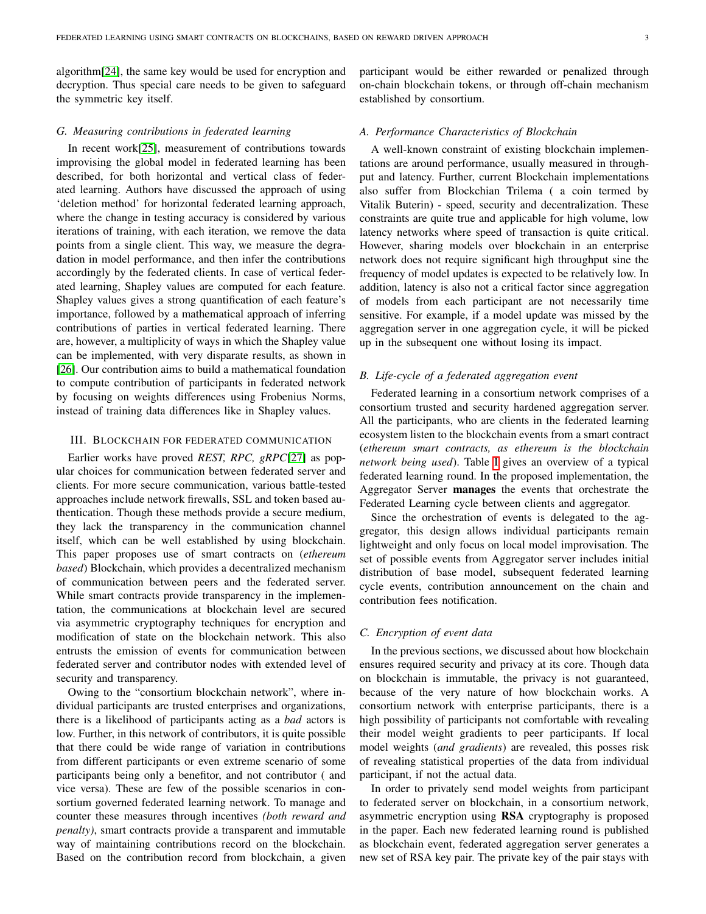algorithm[24], the same key would be used for encryption and decryption. Thus special care needs to be given to safeguard the symmetric key itself.

### G. Measuring contributions in federated learning

In recent work[25], measurement of contributions towards improvising the global model in federated learning has been described, for both horizontal and vertical class of federated learning. Authors have discussed the approach of using 'deletion method' for horizontal federated learning approach, where the change in testing accuracy is considered by various iterations of training, with each iteration, we remove the data points from a single client. This way, we measure the degradation in model performance, and then infer the contributions accordingly by the federated clients. In case of vertical federated learning, Shapley values are computed for each feature. Shapley values gives a strong quantification of each feature's importance, followed by a mathematical approach of inferring contributions of parties in vertical federated learning. There are, however, a multiplicity of ways in which the Shapley value can be implemented, with very disparate results, as shown in [26]. Our contribution aims to build a mathematical foundation to compute contribution of participants in federated network by focusing on weights differences using Frobenius Norms, instead of training data differences like in Shapley values.

## III. Blockchain for federated communication

Earlier works have proved *REST, RPC, gRPC*[27] as popular choices for communication between federated server and clients. For more secure communication, various battle-tested approaches include network firewalls, SSL and token based authentication. Though these methods provide a secure medium, they lack the transparency in the communication channel itself, which can be well established by using blockchain. This paper proposes use of smart contracts on (*ethereum based*) Blockchain, which provides a decentralized mechanism of communication between peers and the federated server. While smart contracts provide transparency in the implementation, the communications at blockchain level are secured via asymmetric cryptography techniques for encryption and modification of state on the blockchain network. This also entrusts the emission of events for communication between federated server and contributor nodes with extended level of security and transparency.

Owing to the "consortium blockchain network", where individual participants are trusted enterprises and organizations, there is a likelihood of participants acting as a *bad* actors is low. Further, in this network of contributors, it is quite possible that there could be wide range of variation in contributions from different participants or even extreme scenario of some participants being only a benefitor, and not contributor ( and vice versa). These are few of the possible scenarios in consortium governed federated learning network. To manage and counter these measures through incentives *(both reward and penalty)*, smart contracts provide a transparent and immutable way of maintaining contributions record on the blockchain. Based on the contribution record from blockchain, a given participant would be either rewarded or penalized through on-chain blockchain tokens, or through off-chain mechanism established by consortium.

### A. Performance Characteristics of Blockchain

A well-known constraint of existing blockchain implementations are around performance, usually measured in throughput and latency. Further, current Blockchain implementations also suffer from Blockchian Trilema ( a coin termed by Vitalik Buterin) - speed, security and decentralization. These constraints are quite true and applicable for high volume, low latency networks where speed of transaction is quite critical. However, sharing models over blockchain in an enterprise network does not require significant high throughput sine the frequency of model updates is expected to be relatively low. In addition, latency is also not a critical factor since aggregation of models from each participant are not necessarily time sensitive. For example, if a model update was missed by the aggregation server in one aggregation cycle, it will be picked up in the subsequent one without losing its impact.

### B. Life-cycle of a federated aggregation event

Federated learning in a consortium network comprises of a consortium trusted and security hardened aggregation server. All the participants, who are clients in the federated learning ecosystem listen to the blockchain events from a smart contract (*ethereum smart contracts, as ethereum is the blockchain network being used*). Table I gives an overview of a typical federated learning round. In the proposed implementation, the Aggregator Server **manages** the events that orchestrate the Federated Learning cycle between clients and aggregator.

Since the orchestration of events is delegated to the aggregator, this design allows individual participants remain lightweight and only focus on local model improvisation. The set of possible events from Aggregator server includes initial distribution of base model, subsequent federated learning cycle events, contribution announcement on the chain and contribution fees notification.

### C. Encryption of event data

In the previous sections, we discussed about how blockchain ensures required security and privacy at its core. Though data on blockchain is immutable, the privacy is not guaranteed, because of the very nature of how blockchain works. A consortium network with enterprise participants, there is a high possibility of participants not comfortable with revealing their model weight gradients to peer participants. If local model weights (*and gradients*) are revealed, this posses risk of revealing statistical properties of the data from individual participant, if not the actual data.

In order to privately send model weights from participant to federated server on blockchain, in a consortium network, asymmetric encryption using **RSA** cryptography is proposed in the paper. Each new federated learning round is published as blockchain event, federated aggregation server generates a new set of RSA key pair. The private key of the pair stays with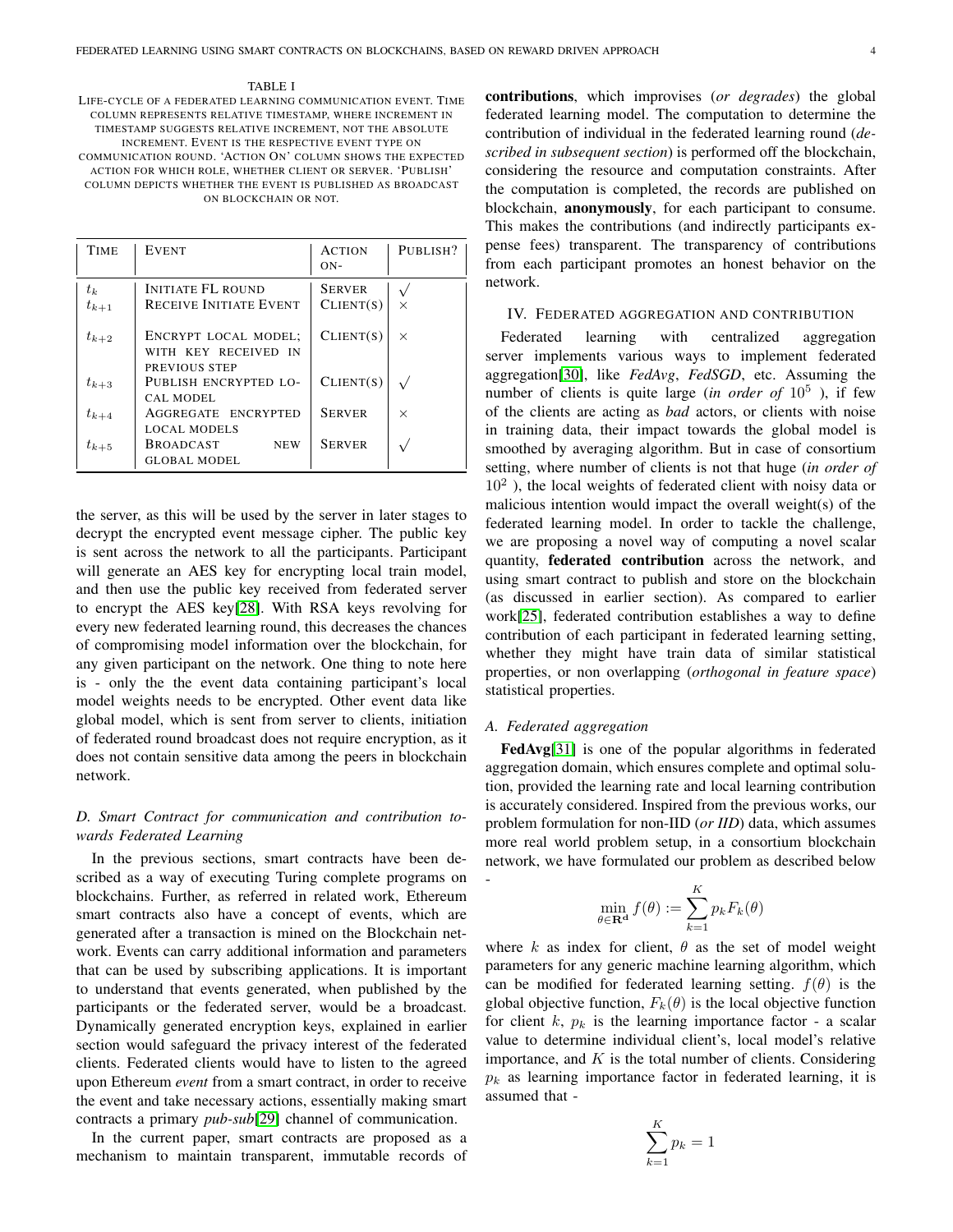TABLE I

LIFE-CYCLE OF A FEDERATED LEARNING COMMUNICATION EVENT. TIME COLUMN REPRESENTS RELATIVE TIMESTAMP, WHERE INCREMENT IN TIMESTAMP SUGGESTS RELATIVE INCREMENT, NOT THE ABSOLUTE INCREMENT. EVENT IS THE RESPECTIVE EVENT TYPE ON COMMUNICATION ROUND. 'ACTION ON' COLUMN SHOWS THE EXPECTED ACTION FOR WHICH ROLE, WHETHER CLIENT OR SERVER. 'PUBLISH' COLUMN DEPICTS WHETHER THE EVENT IS PUBLISHED AS BROADCAST ON BLOCKCHAIN OR NOT.

| TIME | EVENT | ACTION ON- | PUBLISH? |
|---|---|---|---|
| $t_k$ | INITIATE FL ROUND | SERVER | √ |
| $t_{k+1}$ | RECEIVE INITIATE EVENT | CLIENT(S) | × |
| $t_{k+2}$ | ENCRYPT LOCAL MODEL; WITH KEY RECEIVED IN PREVIOUS STEP | CLIENT(S) | × |
| $t_{k+3}$ | PUBLISH ENCRYPTED LOCAL MODEL | CLIENT(S) | √ |
| $t_{k+4}$ | AGGREGATE ENCRYPTED LOCAL MODELS | SERVER | × |
| $t_{k+5}$ | BROADCAST NEW GLOBAL MODEL | SERVER | √ |

the server, as this will be used by the server in later stages to decrypt the encrypted event message cipher. The public key is sent across the network to all the participants. Participant will generate an AES key for encrypting local train model, and then use the public key received from federated server to encrypt the AES key[28]. With RSA keys revolving for every new federated learning round, this decreases the chances of compromising model information over the blockchain, for any given participant on the network. One thing to note here is - only the the event data containing participant's local model weights needs to be encrypted. Other event data like global model, which is sent from server to clients, initiation of federated round broadcast does not require encryption, as it does not contain sensitive data among the peers in blockchain network.

### D. Smart Contract for communication and contribution towards Federated Learning

In the previous sections, smart contracts have been described as a way of executing Turing complete programs on blockchains. Further, as referred in related work, Ethereum smart contracts also have a concept of events, which are generated after a transaction is mined on the Blockchain network. Events can carry additional information and parameters that can be used by subscribing applications. It is important to understand that events generated, when published by the participants or the federated server, would be a broadcast. Dynamically generated encryption keys, explained in earlier section would safeguard the privacy interest of the federated clients. Federated clients would have to listen to the agreed upon Ethereum *event* from a smart contract, in order to receive the event and take necessary actions, essentially making smart contracts a primary *pub-sub*[29] channel of communication.

In the current paper, smart contracts are proposed as a mechanism to maintain transparent, immutable records of **contributions**, which improvises (*or degrades*) the global federated learning model. The computation to determine the contribution of individual in the federated learning round (*described in subsequent section*) is performed off the blockchain, considering the resource and computation constraints. After the computation is completed, the records are published on blockchain, **anonymously**, for each participant to consume. This makes the contributions (and indirectly participants expense fees) transparent. The transparency of contributions from each participant promotes an honest behavior on the network.

## IV. Federated aggregation and contribution

Federated learning with centralized aggregation server implements various ways to implement federated aggregation[30], like *FedAvg*, *FedSGD*, etc. Assuming the number of clients is quite large (*in order of* $10^5$ ), if few of the clients are acting as *bad* actors, or clients with noise in training data, their impact towards the global model is smoothed by averaging algorithm. But in case of consortium setting, where number of clients is not that huge (*in order of* $10^2$ ), the local weights of federated client with noisy data or malicious intention would impact the overall weight(s) of the federated learning model. In order to tackle the challenge, we are proposing a novel way of computing a novel scalar quantity, **federated contribution** across the network, and using smart contract to publish and store on the blockchain (as discussed in earlier section). As compared to earlier work[25], federated contribution establishes a way to define contribution of each participant in federated learning setting, whether they might have train data of similar statistical properties, or non overlapping (*orthogonal in feature space*) statistical properties.

### A. Federated aggregation

**FedAvg**[31] is one of the popular algorithms in federated aggregation domain, which ensures complete and optimal solution, provided the learning rate and local learning contribution is accurately considered. Inspired from the previous works, our problem formulation for non-IID (*or IID*) data, which assumes more real world problem setup, in a consortium blockchain network, we have formulated our problem as described below -

$$\min_{\theta \in \mathbf{R}^{\mathbf{d}}} f(\theta) := \sum_{k=1}^{K} p_k F_k(\theta)$$

where $k$ as index for client, $\theta$ as the set of model weight parameters for any generic machine learning algorithm, which can be modified for federated learning setting. $f(\theta)$ is the global objective function, $F_k(\theta)$ is the local objective function for client $k$, $p_k$ is the learning importance factor - a scalar value to determine individual client's, local model's relative importance, and $K$ is the total number of clients. Considering $p_k$ as learning importance factor in federated learning, it is assumed that -

$$\sum_{k=1}^{K} p_k = 1$$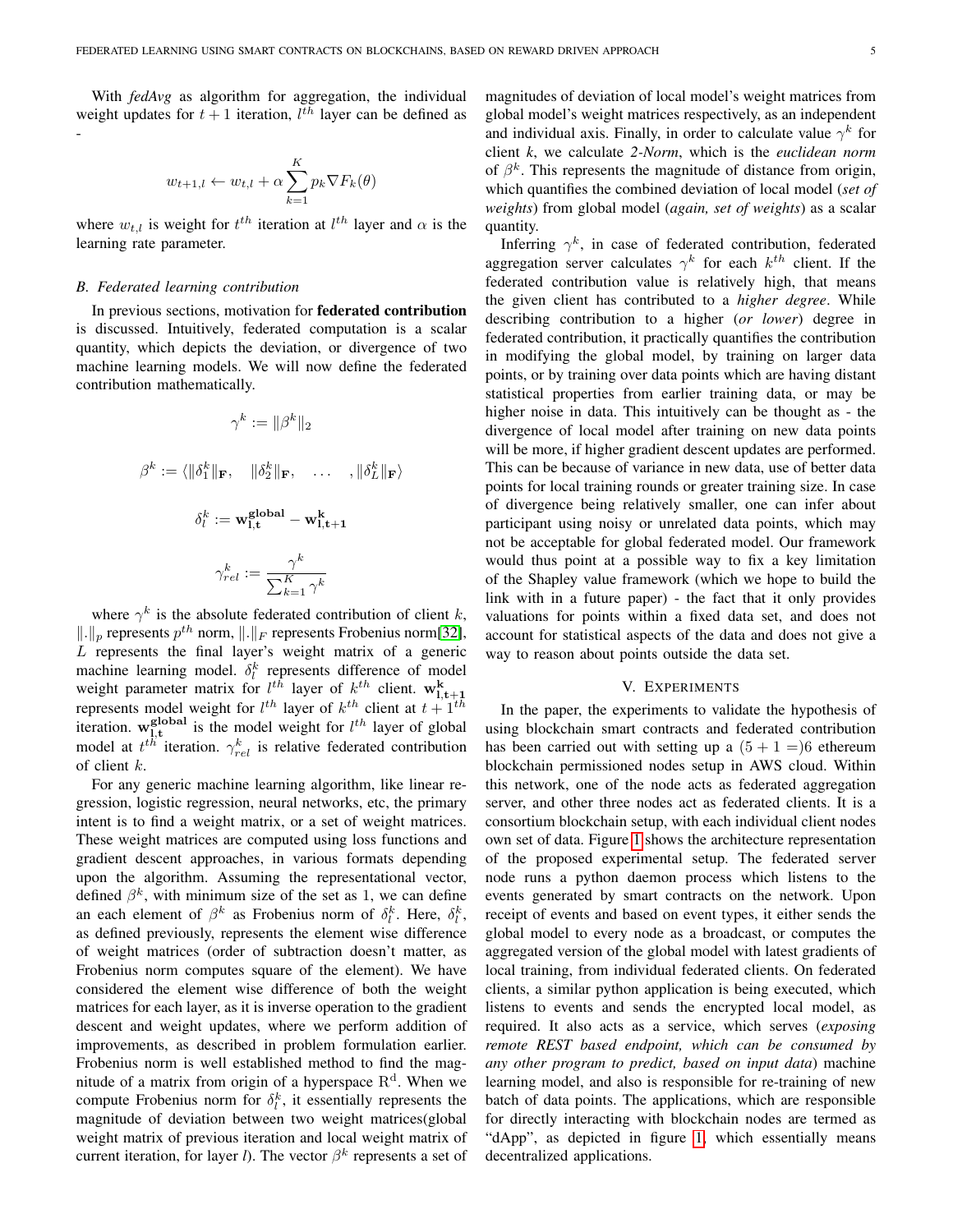With *fedAvg* as algorithm for aggregation, the individual weight updates for $t+1$ iteration, $l^{th}$ layer can be defined as -

$$w_{t+1,l} \leftarrow w_{t,l} + \alpha \sum_{k=1}^{K} p_k \nabla F_k(\theta)$$

where $w_{t,l}$ is weight for $t^{th}$ iteration at $l^{th}$ layer and $\alpha$ is the learning rate parameter.

### B. Federated learning contribution

In previous sections, motivation for **federated contribution** is discussed. Intuitively, federated computation is a scalar quantity, which depicts the deviation, or divergence of two machine learning models. We will now define the federated contribution mathematically.

$$\gamma^k := \|\beta^k\|_2$$

$$\beta^k := \langle \|\delta_1^k\|_{\mathbf{F}}, \quad \|\delta_2^k\|_{\mathbf{F}}, \quad \ldots \quad , \|\delta_L^k\|_{\mathbf{F}} \rangle$$

$$\delta_l^k := \mathbf{w_{l,t}^{global}} - \mathbf{w_{l,t+1}^{k}}$$

$$\gamma_{rel}^k := \frac{\gamma^k}{\sum_{k=1}^{K} \gamma^k}$$

where $\gamma^k$ is the absolute federated contribution of client $k$, $\|.\|_p$ represents $p^{th}$ norm, $\|.\|_F$ represents Frobenius norm[32], $L$ represents the final layer's weight matrix of a generic machine learning model. $\delta_l^k$ represents difference of model weight parameter matrix for $l^{th}$ layer of $k^{th}$ client. $\mathbf{w_{l,t+1}^{k}}$ represents model weight for $l^{th}$ layer of $k^{th}$ client at $t+1^{th}$ iteration. $\mathbf{w_{l,t}^{global}}$ is the model weight for $l^{th}$ layer of global model at $t^{th}$ iteration. $\gamma_{rel}^k$ is relative federated contribution of client $k$.

For any generic machine learning algorithm, like linear regression, logistic regression, neural networks, etc, the primary intent is to find a weight matrix, or a set of weight matrices. These weight matrices are computed using loss functions and gradient descent approaches, in various formats depending upon the algorithm. Assuming the representational vector, defined $\beta^k$, with minimum size of the set as 1, we can define an each element of $\beta^k$ as Frobenius norm of $\delta_l^k$. Here, $\delta_l^k$, as defined previously, represents the element wise difference of weight matrices (order of subtraction doesn't matter, as Frobenius norm computes square of the element). We have considered the element wise difference of both the weight matrices for each layer, as it is inverse operation to the gradient descent and weight updates, where we perform addition of improvements, as described in problem formulation earlier. Frobenius norm is well established method to find the magnitude of a matrix from origin of a hyperspace $\mathrm{R}^{\mathrm{d}}$. When we compute Frobenius norm for $\delta_l^k$, it essentially represents the magnitude of deviation between two weight matrices(global weight matrix of previous iteration and local weight matrix of current iteration, for layer *l*). The vector $\beta^k$ represents a set of magnitudes of deviation of local model's weight matrices from global model's weight matrices respectively, as an independent and individual axis. Finally, in order to calculate value $\gamma^k$ for client $k$, we calculate *2-Norm*, which is the *euclidean norm* of $\beta^k$. This represents the magnitude of distance from origin, which quantifies the combined deviation of local model (*set of weights*) from global model (*again, set of weights*) as a scalar quantity.

Inferring $\gamma^k$, in case of federated contribution, federated aggregation server calculates $\gamma^k$ for each $k^{th}$ client. If the federated contribution value is relatively high, that means the given client has contributed to a *higher degree*. While describing contribution to a higher (*or lower*) degree in federated contribution, it practically quantifies the contribution in modifying the global model, by training on larger data points, or by training over data points which are having distant statistical properties from earlier training data, or may be higher noise in data. This intuitively can be thought as - the divergence of local model after training on new data points will be more, if higher gradient descent updates are performed. This can be because of variance in new data, use of better data points for local training rounds or greater training size. In case of divergence being relatively smaller, one can infer about participant using noisy or unrelated data points, which may not be acceptable for global federated model. Our framework would thus point at a possible way to fix a key limitation of the Shapley value framework (which we hope to build the link with in a future paper) - the fact that it only provides valuations for points within a fixed data set, and does not account for statistical aspects of the data and does not give a way to reason about points outside the data set.

## V. Experiments

In the paper, the experiments to validate the hypothesis of using blockchain smart contracts and federated contribution has been carried out with setting up a $(5+1=)6$ ethereum blockchain permissioned nodes setup in AWS cloud. Within this network, one of the node acts as federated aggregation server, and other three nodes act as federated clients. It is a consortium blockchain setup, with each individual client nodes own set of data. Figure 1 shows the architecture representation of the proposed experimental setup. The federated server node runs a python daemon process which listens to the events generated by smart contracts on the network. Upon receipt of events and based on event types, it either sends the global model to every node as a broadcast, or computes the aggregated version of the global model with latest gradients of local training, from individual federated clients. On federated clients, a similar python application is being executed, which listens to events and sends the encrypted local model, as required. It also acts as a service, which serves (*exposing remote REST based endpoint, which can be consumed by any other program to predict, based on input data*) machine learning model, and also is responsible for re-training of new batch of data points. The applications, which are responsible for directly interacting with blockchain nodes are termed as "dApp", as depicted in figure 1, which essentially means decentralized applications.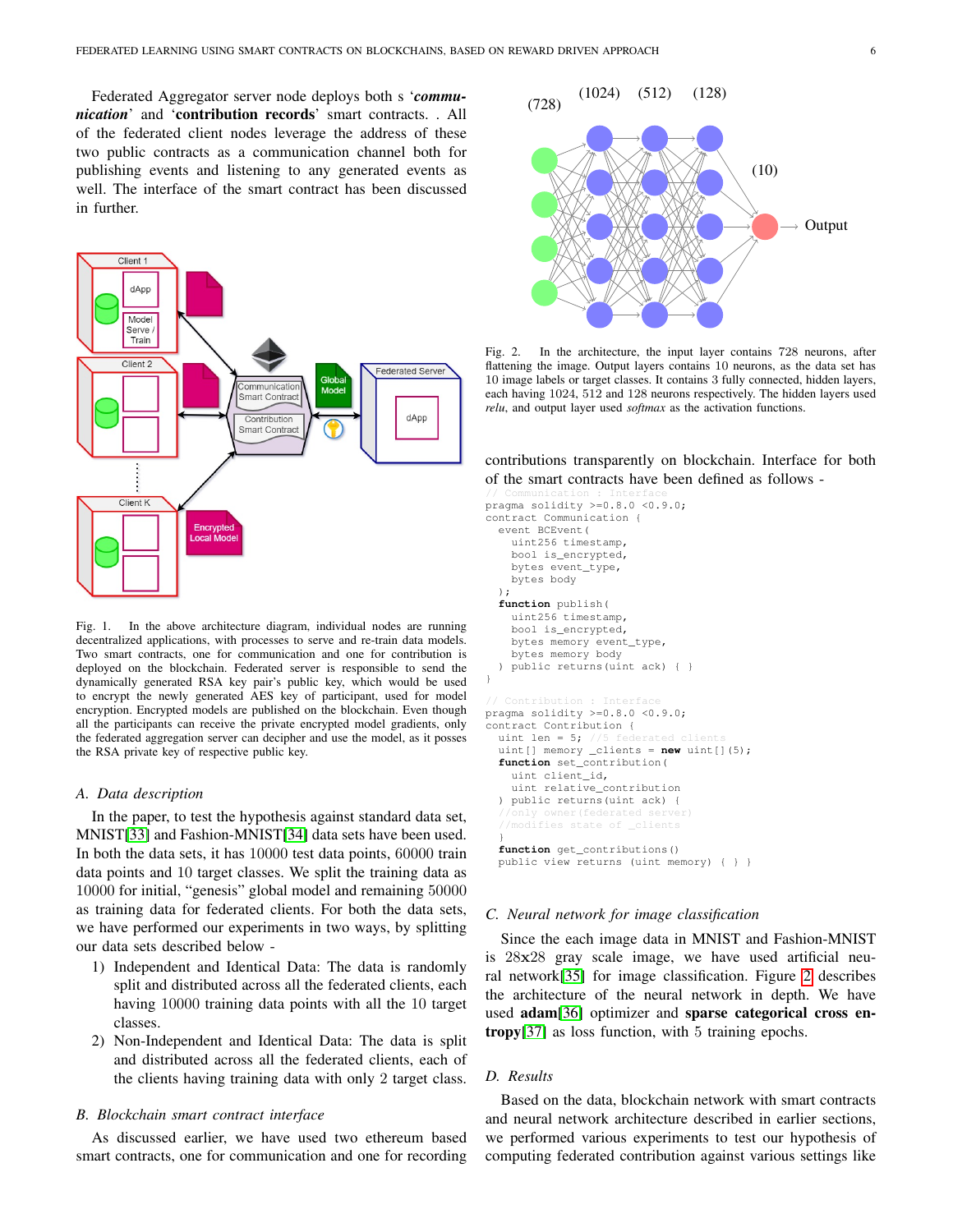Federated Aggregator server node deploys both s '***communication***' and '**contribution records**' smart contracts. . All of the federated client nodes leverage the address of these two public contracts as a communication channel both for publishing events and listening to any generated events as well. The interface of the smart contract has been discussed in further.

Fig. 1. In the above architecture diagram, individual nodes are running decentralized applications, with processes to serve and re-train data models. Two smart contracts, one for communication and one for contribution is deployed on the blockchain. Federated server is responsible to send the dynamically generated RSA key pair's public key, which would be used to encrypt the newly generated AES key of participant, used for model encryption. Encrypted models are published on the blockchain. Even though all the participants can receive the private encrypted model gradients, only the federated aggregation server can decipher and use the model, as it posses the RSA private key of respective public key.

### A. Data description

In the paper, to test the hypothesis against standard data set, MNIST[33] and Fashion-MNIST[34] data sets have been used. In both the data sets, it has 10000 test data points, 60000 train data points and 10 target classes. We split the training data as 10000 for initial, "genesis" global model and remaining 50000 as training data for federated clients. For both the data sets, we have performed our experiments in two ways, by splitting our data sets described below -

1) Independent and Identical Data: The data is randomly split and distributed across all the federated clients, each having 10000 training data points with all the 10 target classes.
2) Non-Independent and Identical Data: The data is split and distributed across all the federated clients, each of the clients having training data with only 2 target class.

### B. Blockchain smart contract interface

As discussed earlier, we have used two ethereum based smart contracts, one for communication and one for recording contributions transparently on blockchain. Interface for both of the smart contracts have been defined as follows -

```
// Communication : Interface
pragma solidity >=0.8.0 <0.9.0;
contract Communication {
  event BCEvent(
    uint256 timestamp,
    bool is_encrypted,
    bytes event_type,
    bytes body
  );
  function publish(
    uint256 timestamp,
    bool is_encrypted,
    bytes memory event_type,
    bytes memory body
  ) public returns(uint ack) { }
}

// Contribution : Interface
pragma solidity >=0.8.0 <0.9.0;
contract Contribution {
  uint len = 5; //5 federated clients
  uint[] memory _clients = new uint[](5);
  function set_contribution(
    uint client_id,
    uint relative_contribution
  ) public returns(uint ack) {
  //only owner(federated server)
  //modifies state of _clients
  }
  function get_contributions()
  public view returns (uint memory) { } }
```

Fig. 2. In the architecture, the input layer contains 728 neurons, after flattening the image. Output layers contains 10 neurons, as the data set has 10 image labels or target classes. It contains 3 fully connected, hidden layers, each having 1024, 512 and 128 neurons respectively. The hidden layers used *relu*, and output layer used *softmax* as the activation functions.

### C. Neural network for image classification

Since the each image data in MNIST and Fashion-MNIST is 28x28 gray scale image, we have used artificial neural network[35] for image classification. Figure 2 describes the architecture of the neural network in depth. We have used **adam**[36] optimizer and **sparse categorical cross entropy**[37] as loss function, with 5 training epochs.

### D. Results

Based on the data, blockchain network with smart contracts and neural network architecture described in earlier sections, we performed various experiments to test our hypothesis of computing federated contribution against various settings like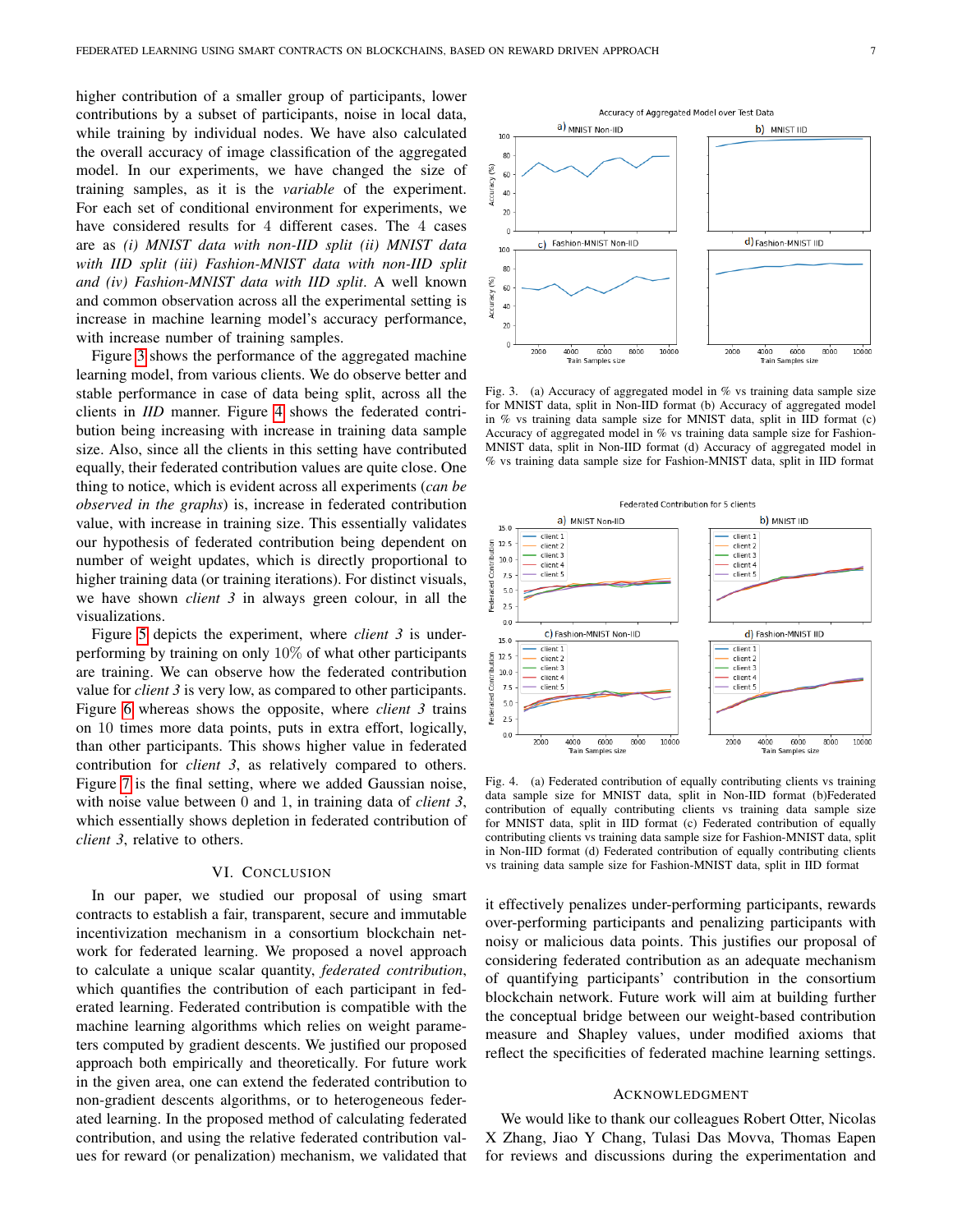higher contribution of a smaller group of participants, lower contributions by a subset of participants, noise in local data, while training by individual nodes. We have also calculated the overall accuracy of image classification of the aggregated model. In our experiments, we have changed the size of training samples, as it is the *variable* of the experiment. For each set of conditional environment for experiments, we have considered results for 4 different cases. The 4 cases are as *(i) MNIST data with non-IID split (ii) MNIST data with IID split (iii) Fashion-MNIST data with non-IID split and (iv) Fashion-MNIST data with IID split*. A well known and common observation across all the experimental setting is increase in machine learning model's accuracy performance, with increase number of training samples.

Figure 3 shows the performance of the aggregated machine learning model, from various clients. We do observe better and stable performance in case of data being split, across all the clients in *IID* manner. Figure 4 shows the federated contribution being increasing with increase in training data sample size. Also, since all the clients in this setting have contributed equally, their federated contribution values are quite close. One thing to notice, which is evident across all experiments (*can be observed in the graphs*) is, increase in federated contribution value, with increase in training size. This essentially validates our hypothesis of federated contribution being dependent on number of weight updates, which is directly proportional to higher training data (or training iterations). For distinct visuals, we have shown *client 3* in always green colour, in all the visualizations.

Figure 5 depicts the experiment, where *client 3* is under-performing by training on only 10% of what other participants are training. We can observe how the federated contribution value for *client 3* is very low, as compared to other participants. Figure 6 whereas shows the opposite, where *client 3* trains on 10 times more data points, puts in extra effort, logically, than other participants. This shows higher value in federated contribution for *client 3*, as relatively compared to others. Figure 7 is the final setting, where we added Gaussian noise, with noise value between 0 and 1, in training data of *client 3*, which essentially shows depletion in federated contribution of *client 3*, relative to others.

Fig. 3. (a) Accuracy of aggregated model in % vs training data sample size for MNIST data, split in Non-IID format (b) Accuracy of aggregated model in % vs training data sample size for MNIST data, split in IID format (c) Accuracy of aggregated model in % vs training data sample size for Fashion-MNIST data, split in Non-IID format (d) Accuracy of aggregated model in % vs training data sample size for Fashion-MNIST data, split in IID format

Fig. 4. (a) Federated contribution of equally contributing clients vs training data sample size for MNIST data, split in Non-IID format (b)Federated contribution of equally contributing clients vs training data sample size for MNIST data, split in IID format (c) Federated contribution of equally contributing clients vs training data sample size for Fashion-MNIST data, split in Non-IID format (d) Federated contribution of equally contributing clients vs training data sample size for Fashion-MNIST data, split in IID format

## VI. Conclusion

In our paper, we studied our proposal of using smart contracts to establish a fair, transparent, secure and immutable incentivization mechanism in a consortium blockchain network for federated learning. We proposed a novel approach to calculate a unique scalar quantity, *federated contribution*, which quantifies the contribution of each participant in federated learning. Federated contribution is compatible with the machine learning algorithms which relies on weight parameters computed by gradient descents. We justified our proposed approach both empirically and theoretically. For future work in the given area, one can extend the federated contribution to non-gradient descents algorithms, or to heterogeneous federated learning. In the proposed method of calculating federated contribution, and using the relative federated contribution values for reward (or penalization) mechanism, we validated that it effectively penalizes under-performing participants, rewards over-performing participants and penalizing participants with noisy or malicious data points. This justifies our proposal of considering federated contribution as an adequate mechanism of quantifying participants' contribution in the consortium blockchain network. Future work will aim at building further the conceptual bridge between our weight-based contribution measure and Shapley values, under modified axioms that reflect the specificities of federated machine learning settings.

## Acknowledgment

We would like to thank our colleagues Robert Otter, Nicolas X Zhang, Jiao Y Chang, Tulasi Das Movva, Thomas Eapen for reviews and discussions during the experimentation and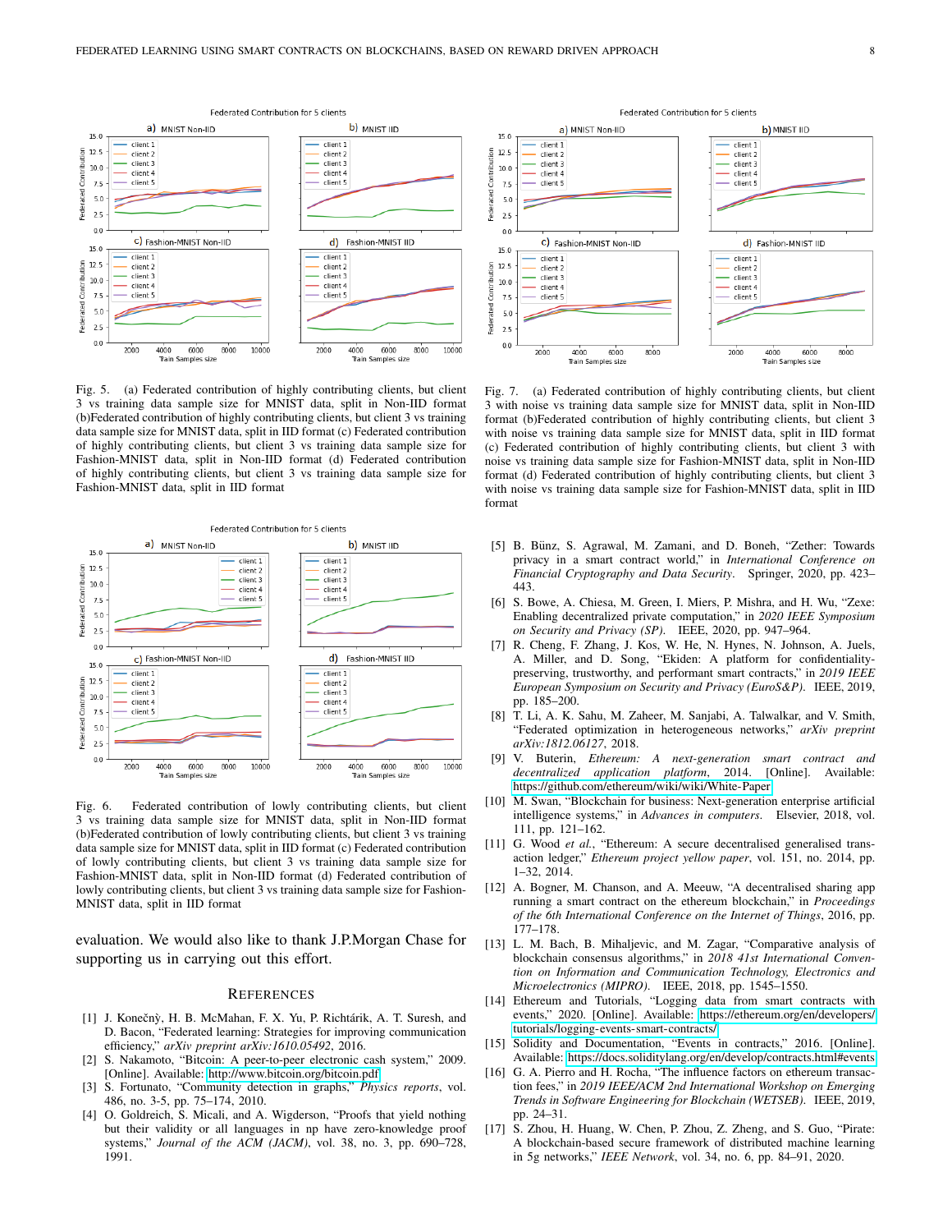Fig. 5. (a) Federated contribution of highly contributing clients, but client 3 vs training data sample size for MNIST data, split in Non-IID format (b)Federated contribution of highly contributing clients, but client 3 vs training data sample size for MNIST data, split in IID format (c) Federated contribution of highly contributing clients, but client 3 vs training data sample size for Fashion-MNIST data, split in Non-IID format (d) Federated contribution of highly contributing clients, but client 3 vs training data sample size for Fashion-MNIST data, split in IID format

Fig. 6. Federated contribution of lowly contributing clients, but client 3 vs training data sample size for MNIST data, split in Non-IID format (b)Federated contribution of lowly contributing clients, but client 3 vs training data sample size for MNIST data, split in IID format (c) Federated contribution of lowly contributing clients, but client 3 vs training data sample size for Fashion-MNIST data, split in Non-IID format (d) Federated contribution of lowly contributing clients, but client 3 vs training data sample size for Fashion-MNIST data, split in IID format

Fig. 7. (a) Federated contribution of highly contributing clients, but client 3 with noise vs training data sample size for MNIST data, split in Non-IID format (b)Federated contribution of highly contributing clients, but client 3 with noise vs training data sample size for MNIST data, split in IID format (c) Federated contribution of highly contributing clients, but client 3 with noise vs training data sample size for Fashion-MNIST data, split in Non-IID format (d) Federated contribution of highly contributing clients, but client 3 with noise vs training data sample size for Fashion-MNIST data, split in IID format

evaluation. We would also like to thank J.P.Morgan Chase for supporting us in carrying out this effort.

## References

[1] J. Konečnỳ, H. B. McMahan, F. X. Yu, P. Richtárik, A. T. Suresh, and D. Bacon, "Federated learning: Strategies for improving communication efficiency," *arXiv preprint arXiv:1610.05492*, 2016.

[2] S. Nakamoto, "Bitcoin: A peer-to-peer electronic cash system," 2009. [Online]. Available: http://www.bitcoin.org/bitcoin.pdf

[3] S. Fortunato, "Community detection in graphs," *Physics reports*, vol. 486, no. 3-5, pp. 75–174, 2010.

[4] O. Goldreich, S. Micali, and A. Wigderson, "Proofs that yield nothing but their validity or all languages in np have zero-knowledge proof systems," *Journal of the ACM (JACM)*, vol. 38, no. 3, pp. 690–728, 1991.

[5] B. Bünz, S. Agrawal, M. Zamani, and D. Boneh, "Zether: Towards privacy in a smart contract world," in *International Conference on Financial Cryptography and Data Security*. Springer, 2020, pp. 423–443.

[6] S. Bowe, A. Chiesa, M. Green, I. Miers, P. Mishra, and H. Wu, "Zexe: Enabling decentralized private computation," in *2020 IEEE Symposium on Security and Privacy (SP)*. IEEE, 2020, pp. 947–964.

[7] R. Cheng, F. Zhang, J. Kos, W. He, N. Hynes, N. Johnson, A. Juels, A. Miller, and D. Song, "Ekiden: A platform for confidentiality-preserving, trustworthy, and performant smart contracts," in *2019 IEEE European Symposium on Security and Privacy (EuroS&P)*. IEEE, 2019, pp. 185–200.

[8] T. Li, A. K. Sahu, M. Zaheer, M. Sanjabi, A. Talwalkar, and V. Smith, "Federated optimization in heterogeneous networks," *arXiv preprint arXiv:1812.06127*, 2018.

[9] V. Buterin, *Ethereum: A next-generation smart contract and decentralized application platform*, 2014. [Online]. Available: https://github.com/ethereum/wiki/wiki/White-Paper

[10] M. Swan, "Blockchain for business: Next-generation enterprise artificial intelligence systems," in *Advances in computers*. Elsevier, 2018, vol. 111, pp. 121–162.

[11] G. Wood *et al.*, "Ethereum: A secure decentralised generalised transaction ledger," *Ethereum project yellow paper*, vol. 151, no. 2014, pp. 1–32, 2014.

[12] A. Bogner, M. Chanson, and A. Meeuw, "A decentralised sharing app running a smart contract on the ethereum blockchain," in *Proceedings of the 6th International Conference on the Internet of Things*, 2016, pp. 177–178.

[13] L. M. Bach, B. Mihaljevic, and M. Zagar, "Comparative analysis of blockchain consensus algorithms," in *2018 41st International Convention on Information and Communication Technology, Electronics and Microelectronics (MIPRO)*. IEEE, 2018, pp. 1545–1550.

[14] Ethereum and Tutorials, "Logging data from smart contracts with events," 2020. [Online]. Available: https://ethereum.org/en/developers/tutorials/logging-events-smart-contracts/

[15] Solidity and Documentation, "Events in contracts," 2016. [Online]. Available: https://docs.soliditylang.org/en/develop/contracts.html#events

[16] G. A. Pierro and H. Rocha, "The influence factors on ethereum transaction fees," in *2019 IEEE/ACM 2nd International Workshop on Emerging Trends in Software Engineering for Blockchain (WETSEB)*. IEEE, 2019, pp. 24–31.

[17] S. Zhou, H. Huang, W. Chen, P. Zhou, Z. Zheng, and S. Guo, "Pirate: A blockchain-based secure framework of distributed machine learning in 5g networks," *IEEE Network*, vol. 34, no. 6, pp. 84–91, 2020.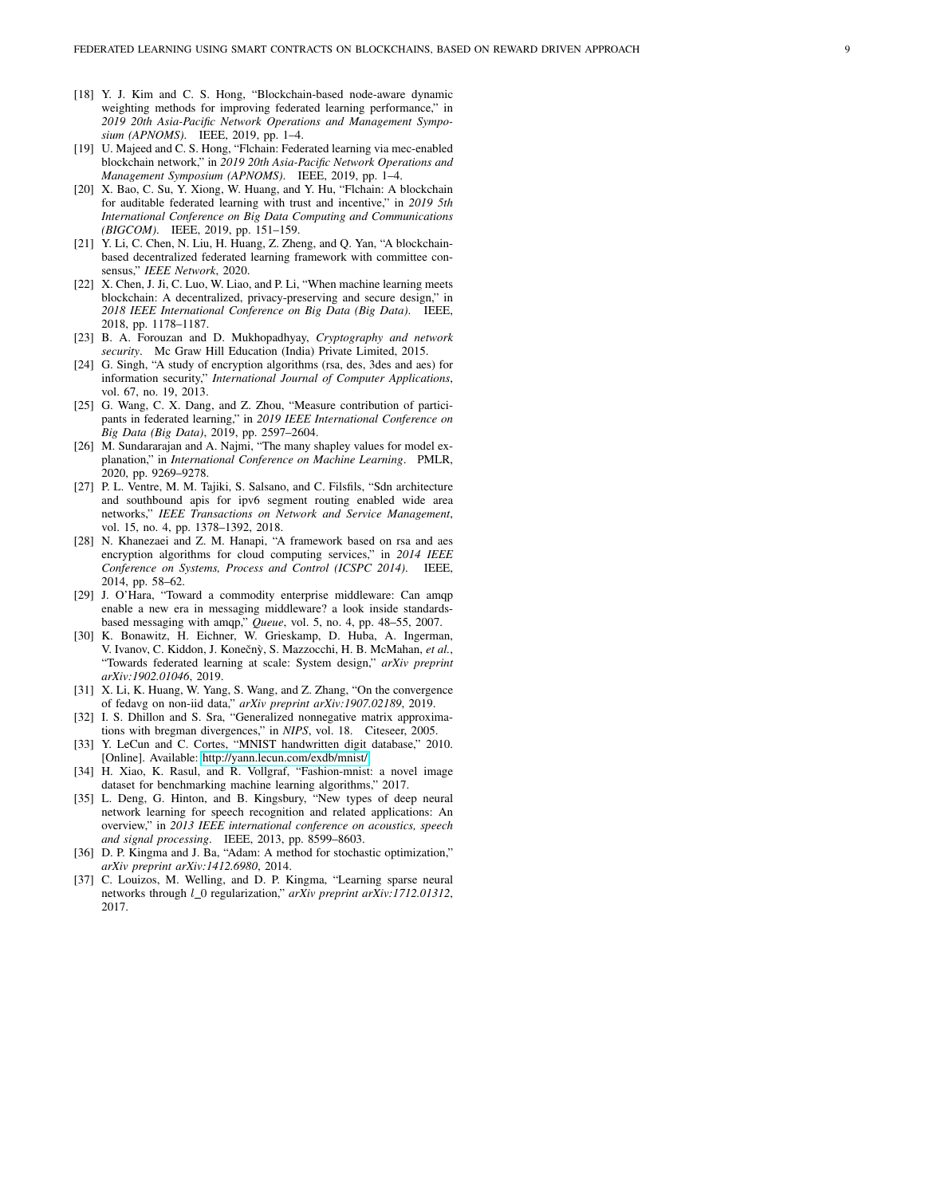[18] Y. J. Kim and C. S. Hong, "Blockchain-based node-aware dynamic weighting methods for improving federated learning performance," in *2019 20th Asia-Pacific Network Operations and Management Symposium (APNOMS)*. IEEE, 2019, pp. 1–4.

[19] U. Majeed and C. S. Hong, "Flchain: Federated learning via mec-enabled blockchain network," in *2019 20th Asia-Pacific Network Operations and Management Symposium (APNOMS)*. IEEE, 2019, pp. 1–4.

[20] X. Bao, C. Su, Y. Xiong, W. Huang, and Y. Hu, "Flchain: A blockchain for auditable federated learning with trust and incentive," in *2019 5th International Conference on Big Data Computing and Communications (BIGCOM)*. IEEE, 2019, pp. 151–159.

[21] Y. Li, C. Chen, N. Liu, H. Huang, Z. Zheng, and Q. Yan, "A blockchain-based decentralized federated learning framework with committee consensus," *IEEE Network*, 2020.

[22] X. Chen, J. Ji, C. Luo, W. Liao, and P. Li, "When machine learning meets blockchain: A decentralized, privacy-preserving and secure design," in *2018 IEEE International Conference on Big Data (Big Data)*. IEEE, 2018, pp. 1178–1187.

[23] B. A. Forouzan and D. Mukhopadhyay, *Cryptography and network security*. Mc Graw Hill Education (India) Private Limited, 2015.

[24] G. Singh, "A study of encryption algorithms (rsa, des, 3des and aes) for information security," *International Journal of Computer Applications*, vol. 67, no. 19, 2013.

[25] G. Wang, C. X. Dang, and Z. Zhou, "Measure contribution of participants in federated learning," in *2019 IEEE International Conference on Big Data (Big Data)*, 2019, pp. 2597–2604.

[26] M. Sundararajan and A. Najmi, "The many shapley values for model explanation," in *International Conference on Machine Learning*. PMLR, 2020, pp. 9269–9278.

[27] P. L. Ventre, M. M. Tajiki, S. Salsano, and C. Filsfils, "Sdn architecture and southbound apis for ipv6 segment routing enabled wide area networks," *IEEE Transactions on Network and Service Management*, vol. 15, no. 4, pp. 1378–1392, 2018.

[28] N. Khanezaei and Z. M. Hanapi, "A framework based on rsa and aes encryption algorithms for cloud computing services," in *2014 IEEE Conference on Systems, Process and Control (ICSPC 2014)*. IEEE, 2014, pp. 58–62.

[29] J. O'Hara, "Toward a commodity enterprise middleware: Can amqp enable a new era in messaging middleware? a look inside standards-based messaging with amqp," *Queue*, vol. 5, no. 4, pp. 48–55, 2007.

[30] K. Bonawitz, H. Eichner, W. Grieskamp, D. Huba, A. Ingerman, V. Ivanov, C. Kiddon, J. Konečný, S. Mazzocchi, H. B. McMahan, *et al.*, "Towards federated learning at scale: System design," *arXiv preprint arXiv:1902.01046*, 2019.

[31] X. Li, K. Huang, W. Yang, S. Wang, and Z. Zhang, "On the convergence of fedavg on non-iid data," *arXiv preprint arXiv:1907.02189*, 2019.

[32] I. S. Dhillon and S. Sra, "Generalized nonnegative matrix approximations with bregman divergences," in *NIPS*, vol. 18. Citeseer, 2005.

[33] Y. LeCun and C. Cortes, "MNIST handwritten digit database," 2010. [Online]. Available: http://yann.lecun.com/exdb/mnist/

[34] H. Xiao, K. Rasul, and R. Vollgraf, "Fashion-mnist: a novel image dataset for benchmarking machine learning algorithms," 2017.

[35] L. Deng, G. Hinton, and B. Kingsbury, "New types of deep neural network learning for speech recognition and related applications: An overview," in *2013 IEEE international conference on acoustics, speech and signal processing*. IEEE, 2013, pp. 8599–8603.

[36] D. P. Kingma and J. Ba, "Adam: A method for stochastic optimization," *arXiv preprint arXiv:1412.6980*, 2014.

[37] C. Louizos, M. Welling, and D. P. Kingma, "Learning sparse neural networks through $l\_0$ regularization," *arXiv preprint arXiv:1712.01312*, 2017.